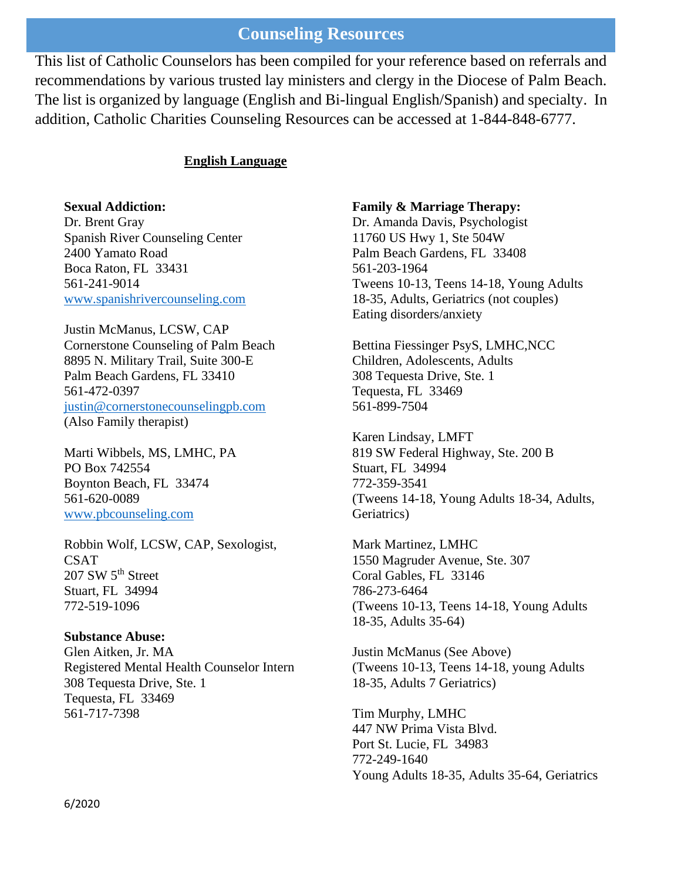# Counseling Resources

This list of Catholic Counselors has been compiled for your reference based on referrals and recommendations by various trusted lay ministers and clergy in the Diocese of Palm Beach. The list is organized by language (English and Bi-lingual English/Spanish) and specialty. In addition, Catholic Charities Counseling Resources can be accessed at 1-844-848-6777.

## English Language

**Sexual Addiction:**

Dr. Brent Gray
Spanish River Counseling Center
2400 Yamato Road
Boca Raton, FL 33431
561-241-9014
www.spanishrivercounseling.com

Justin McManus, LCSW, CAP
Cornerstone Counseling of Palm Beach
8895 N. Military Trail, Suite 300-E
Palm Beach Gardens, FL 33410
561-472-0397
justin@cornerstonecounselingpb.com
(Also Family therapist)

Marti Wibbels, MS, LMHC, PA
PO Box 742554
Boynton Beach, FL 33474
561-620-0089
www.pbcounseling.com

Robbin Wolf, LCSW, CAP, Sexologist, CSAT
207 SW 5th Street
Stuart, FL 34994
772-519-1096

**Substance Abuse:**

Glen Aitken, Jr. MA
Registered Mental Health Counselor Intern
308 Tequesta Drive, Ste. 1
Tequesta, FL 33469
561-717-7398

**Family & Marriage Therapy:**

Dr. Amanda Davis, Psychologist
11760 US Hwy 1, Ste 504W
Palm Beach Gardens, FL 33408
561-203-1964
Tweens 10-13, Teens 14-18, Young Adults 18-35, Adults, Geriatrics (not couples)
Eating disorders/anxiety

Bettina Fiessinger PsyS, LMHC,NCC
Children, Adolescents, Adults
308 Tequesta Drive, Ste. 1
Tequesta, FL 33469
561-899-7504

Karen Lindsay, LMFT
819 SW Federal Highway, Ste. 200 B
Stuart, FL 34994
772-359-3541
(Tweens 14-18, Young Adults 18-34, Adults, Geriatrics)

Mark Martinez, LMHC
1550 Magruder Avenue, Ste. 307
Coral Gables, FL 33146
786-273-6464
(Tweens 10-13, Teens 14-18, Young Adults 18-35, Adults 35-64)

Justin McManus (See Above)
(Tweens 10-13, Teens 14-18, young Adults 18-35, Adults 7 Geriatrics)

Tim Murphy, LMHC
447 NW Prima Vista Blvd.
Port St. Lucie, FL 34983
772-249-1640
Young Adults 18-35, Adults 35-64, Geriatrics

6/2020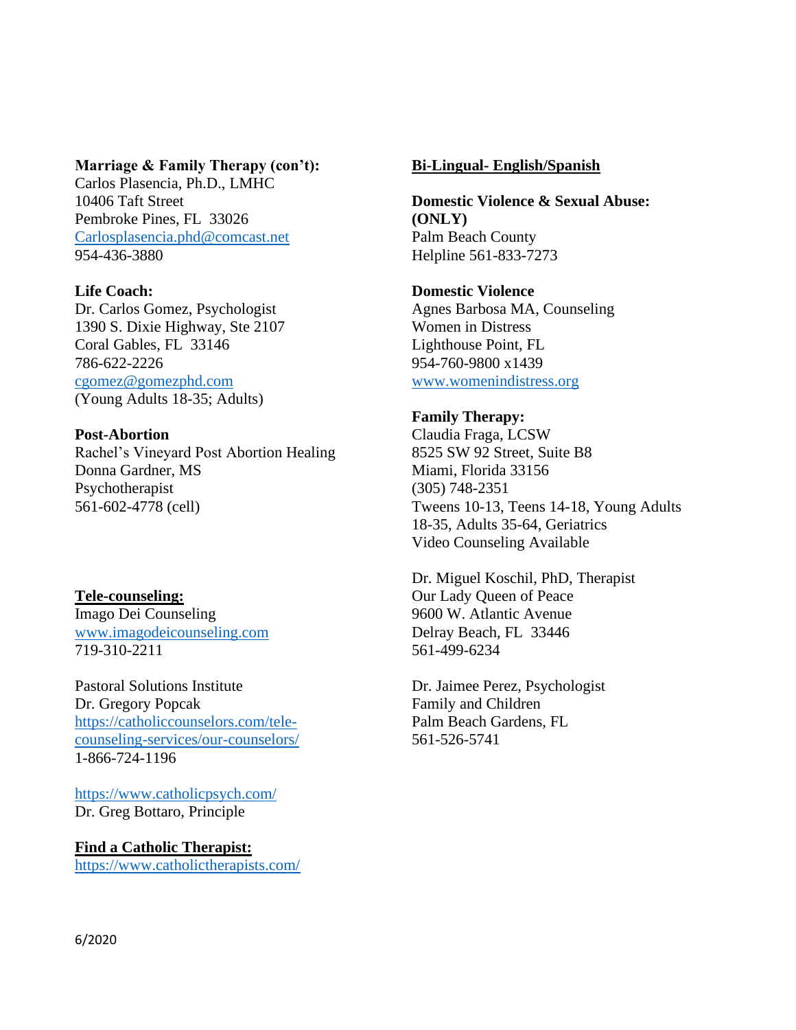**Marriage & Family Therapy (con't):**
Carlos Plasencia, Ph.D., LMHC
10406 Taft Street
Pembroke Pines, FL 33026
Carlosplasencia.phd@comcast.net
954-436-3880

**Life Coach:**
Dr. Carlos Gomez, Psychologist
1390 S. Dixie Highway, Ste 2107
Coral Gables, FL 33146
786-622-2226
cgomez@gomezphd.com
(Young Adults 18-35; Adults)

**Post-Abortion**
Rachel's Vineyard Post Abortion Healing
Donna Gardner, MS
Psychotherapist
561-602-4778 (cell)

**Tele-counseling:**
Imago Dei Counseling
www.imagodeicounseling.com
719-310-2211

Pastoral Solutions Institute
Dr. Gregory Popcak
https://catholiccounselors.com/tele-counseling-services/our-counselors/
1-866-724-1196

https://www.catholicpsych.com/
Dr. Greg Bottaro, Principle

**Find a Catholic Therapist:**
https://www.catholictherapists.com/

**Bi-Lingual- English/Spanish**

**Domestic Violence & Sexual Abuse: (ONLY)**
Palm Beach County
Helpline 561-833-7273

**Domestic Violence**
Agnes Barbosa MA, Counseling
Women in Distress
Lighthouse Point, FL
954-760-9800 x1439
www.womenindistress.org

**Family Therapy:**
Claudia Fraga, LCSW
8525 SW 92 Street, Suite B8
Miami, Florida 33156
(305) 748-2351
Tweens 10-13, Teens 14-18, Young Adults 18-35, Adults 35-64, Geriatrics
Video Counseling Available

Dr. Miguel Koschil, PhD, Therapist
Our Lady Queen of Peace
9600 W. Atlantic Avenue
Delray Beach, FL 33446
561-499-6234

Dr. Jaimee Perez, Psychologist
Family and Children
Palm Beach Gardens, FL
561-526-5741

6/2020